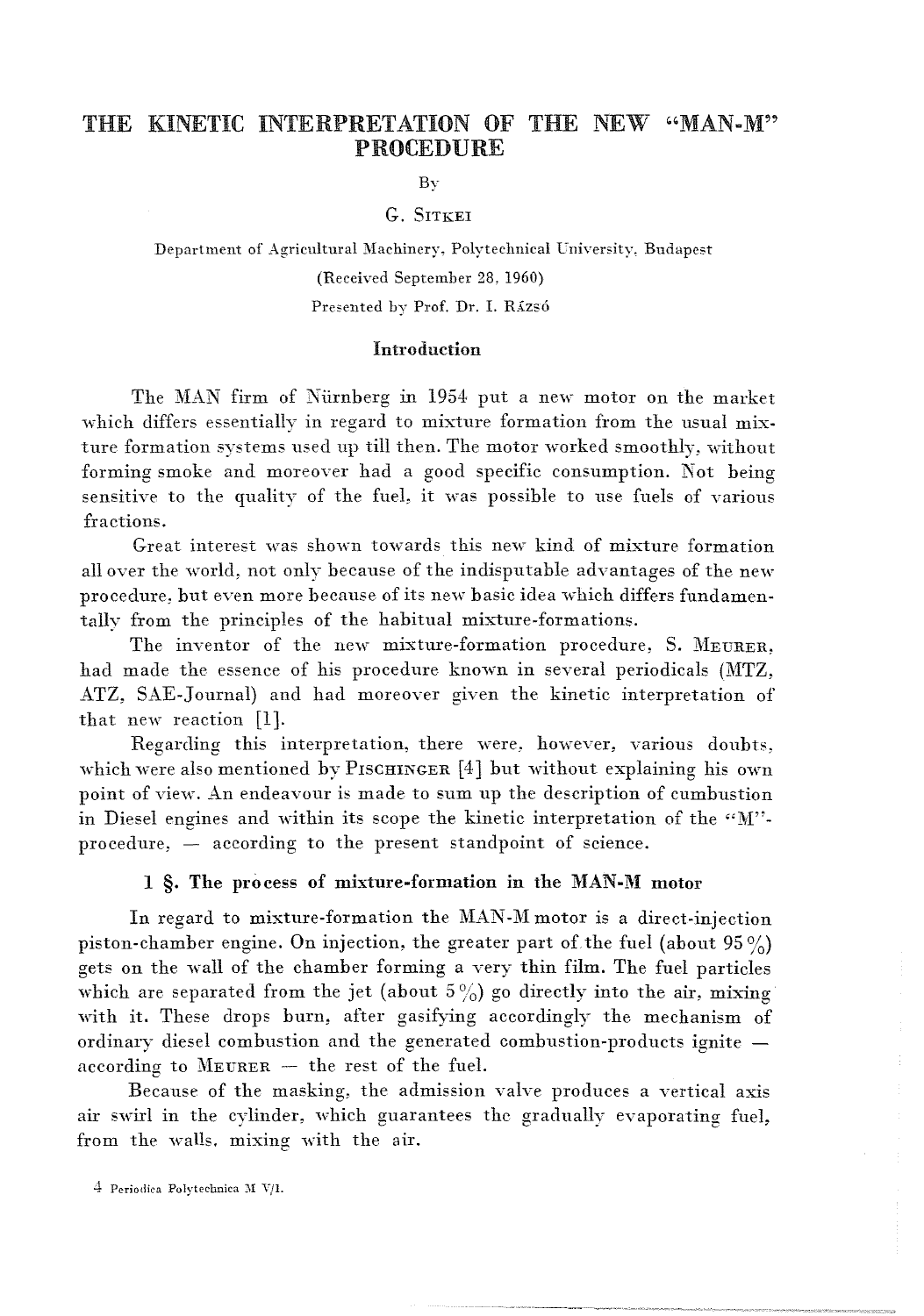# THE KINETIC INTERPRETATION OF THE NEW "MAN-M" PROCEDURE

By

G. SITKEI

Department of Agricultural Machinery, Polytechnical University, Budapest

(Received September 28, 1960)

Presented by Prof. Dr. I. RÁZSÓ

## Introduction

The MAN firm of Nürnberg in 1954 put a new motor on the market which differs essentially in regard to mixture formation from the usual mixture formation systems used up till then. The motor worked smoothly, without forming smoke and moreover had a good specific consumption. Not being sensitive to the quality of the fuel, it was possible to use fuels of various fractions.

Great interest was shown towards this new kind of mixture formation all over the world, not only because of the indisputable advantages of the new procedure, but even more because of its new basic idea which differs fundamentally from the principles of the habitual mixture-formations.

The inventor of the new mixture-formation procedure, S. MEURER, had made the essence of his procedure known in several periodicals (MTZ, ATZ, SAE-Journal) and had moreover given the kinetic interpretation of that new reaction [1].

Regarding this interpretation, there were, however, various doubts, which were also mentioned by PISCHINGER [4] but without explaining his own point of view. An endeavour is made to sum up the description of cumbustion in Diesel engines and within its scope the kinetic interpretation of the "M"-procedure, — according to the present standpoint of science.

## 1 §. The process of mixture-formation in the MAN-M motor

In regard to mixture-formation the MAN-M motor is a direct-injection piston-chamber engine. On injection, the greater part of the fuel (about 95%) gets on the wall of the chamber forming a very thin film. The fuel particles which are separated from the jet (about 5%) go directly into the air, mixing with it. These drops burn, after gasifying accordingly the mechanism of ordinary diesel combustion and the generated combustion-products ignite — according to MEURER — the rest of the fuel.

Because of the masking, the admission valve produces a vertical axis air swirl in the cylinder, which guarantees the gradually evaporating fuel, from the walls, mixing with the air.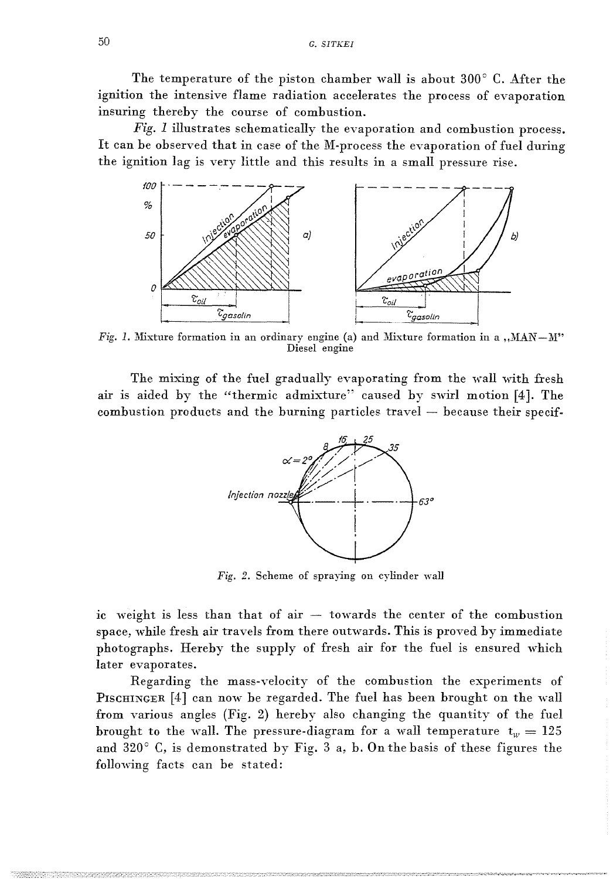The temperature of the piston chamber wall is about 300° C. After the ignition the intensive flame radiation accelerates the process of evaporation insuring thereby the course of combustion.

*Fig. 1* illustrates schematically the evaporation and combustion process. It can be observed that in case of the M-process the evaporation of fuel during the ignition lag is very little and this results in a small pressure rise.

*Fig. 1.* Mixture formation in an ordinary engine (a) and Mixture formation in a „MAN—M" Diesel engine

The mixing of the fuel gradually evaporating from the wall with fresh air is aided by the "thermic admixture" caused by swirl motion [4]. The combustion products and the burning particles travel — because their specific weight is less than that of air — towards the center of the combustion space, while fresh air travels from there outwards. This is proved by immediate photographs. Hereby the supply of fresh air for the fuel is ensured which later evaporates.

*Fig. 2.* Scheme of spraying on cylinder wall

Regarding the mass-velocity of the combustion the experiments of PISCHINGER [4] can now be regarded. The fuel has been brought on the wall from various angles (Fig. 2) hereby also changing the quantity of the fuel brought to the wall. The pressure-diagram for a wall temperature $t_w = 125$ and 320° C, is demonstrated by Fig. 3 a, b. On the basis of these figures the following facts can be stated: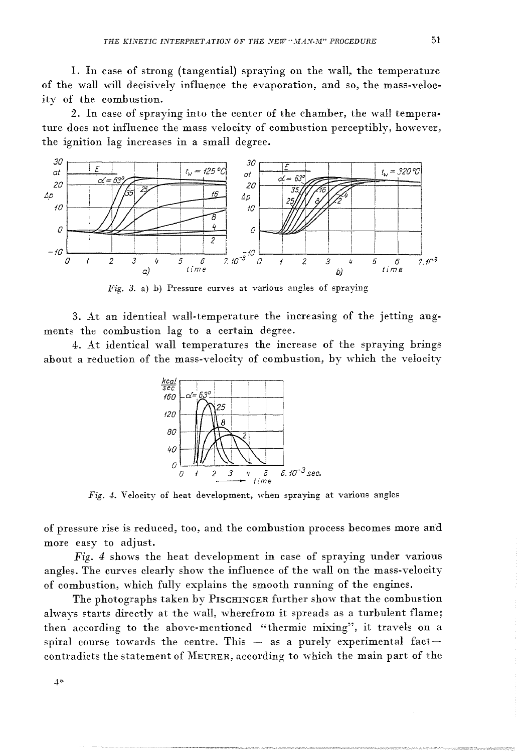1. In case of strong (tangential) spraying on the wall, the temperature of the wall will decisively influence the evaporation, and so, the mass-velocity of the combustion.

2. In case of spraying into the center of the chamber, the wall temperature does not influence the mass velocity of combustion perceptibly, however, the ignition lag increases in a small degree.

*Fig. 3.* a) b) Pressure curves at various angles of spraying

3. At an identical wall-temperature the increasing of the jetting augments the combustion lag to a certain degree.

4. At identical wall temperatures the increase of the spraying brings about a reduction of the mass-velocity of combustion, by which the velocity

*Fig. 4.* Velocity of heat development, when spraying at various angles

of pressure rise is reduced, too, and the combustion process becomes more and more easy to adjust.

*Fig. 4* shows the heat development in case of spraying under various angles. The curves clearly show the influence of the wall on the mass-velocity of combustion, which fully explains the smooth running of the engines.

The photographs taken by PISCHINGER further show that the combustion always starts directly at the wall, wherefrom it spreads as a turbulent flame; then according to the above-mentioned "thermic mixing", it travels on a spiral course towards the centre. This — as a purely experimental fact— contradicts the statement of MEURER, according to which the main part of the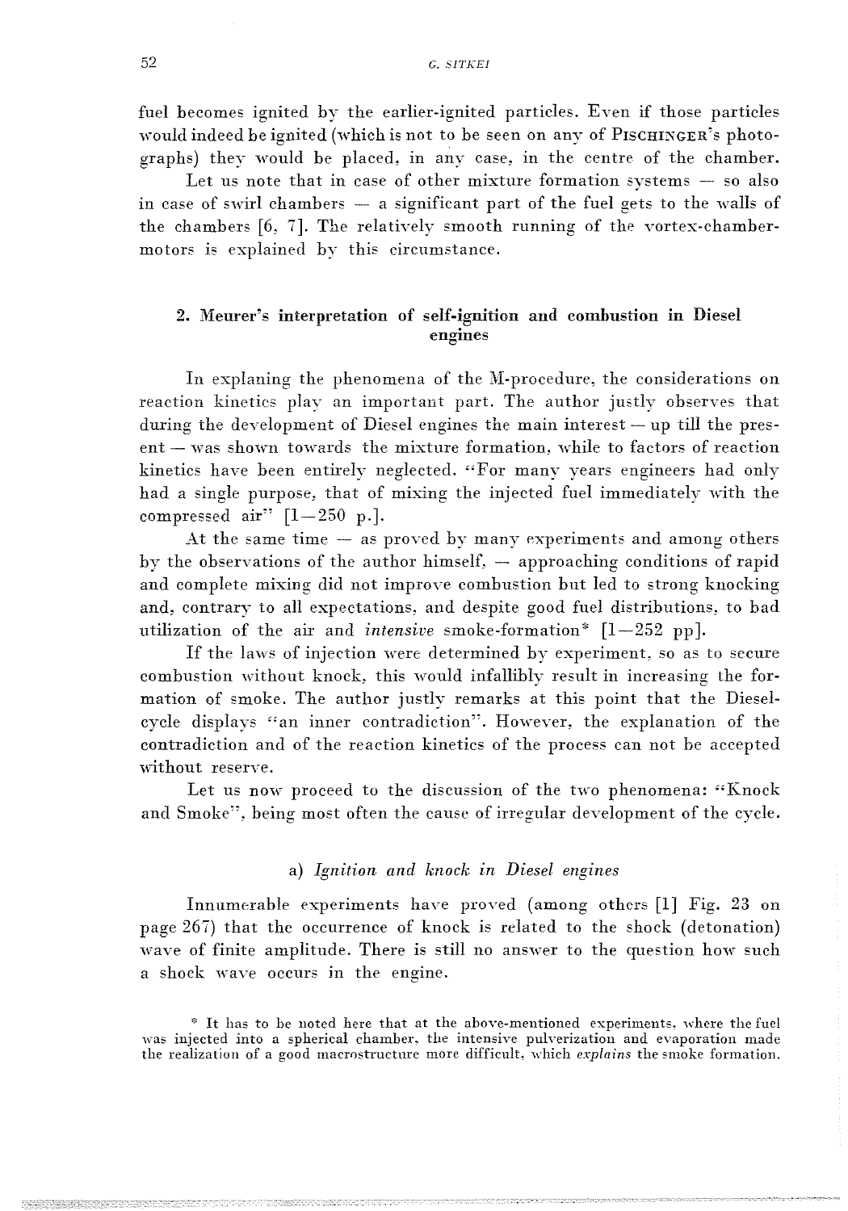fuel becomes ignited by the earlier-ignited particles. Even if those particles would indeed be ignited (which is not to be seen on any of PISCHINGER's photographs) they would be placed, in any case, in the centre of the chamber.

Let us note that in case of other mixture formation systems — so also in case of swirl chambers — a significant part of the fuel gets to the walls of the chambers [6, 7]. The relatively smooth running of the vortex-chamber-motors is explained by this circumstance.

## 2. Meurer's interpretation of self-ignition and combustion in Diesel engines

In explaning the phenomena of the M-procedure, the considerations on reaction kinetics play an important part. The author justly observes that during the development of Diesel engines the main interest — up till the present — was shown towards the mixture formation, while to factors of reaction kinetics have been entirely neglected. "For many years engineers had only had a single purpose, that of mixing the injected fuel immediately with the compressed air" [1—250 p.].

At the same time — as proved by many experiments and among others by the observations of the author himself, — approaching conditions of rapid and complete mixing did not improve combustion but led to strong knocking and, contrary to all expectations, and despite good fuel distributions, to bad utilization of the air and *intensive* smoke-formation* [1—252 pp].

If the laws of injection were determined by experiment, so as to secure combustion without knock, this would infallibly result in increasing the formation of smoke. The author justly remarks at this point that the Diesel-cycle displays "an inner contradiction". However, the explanation of the contradiction and of the reaction kinetics of the process can not be accepted without reserve.

Let us now proceed to the discussion of the two phenomena: "Knock and Smoke", being most often the cause of irregular development of the cycle.

### a) *Ignition and knock in Diesel engines*

Innumerable experiments have proved (among others [1] Fig. 23 on page 267) that the occurrence of knock is related to the shock (detonation) wave of finite amplitude. There is still no answer to the question how such a shock wave occurs in the engine.

* It has to be noted here that at the above-mentioned experiments, where the fuel was injected into a spherical chamber, the intensive pulverization and evaporation made the realization of a good macrostructure more difficult, which *explains* the smoke formation.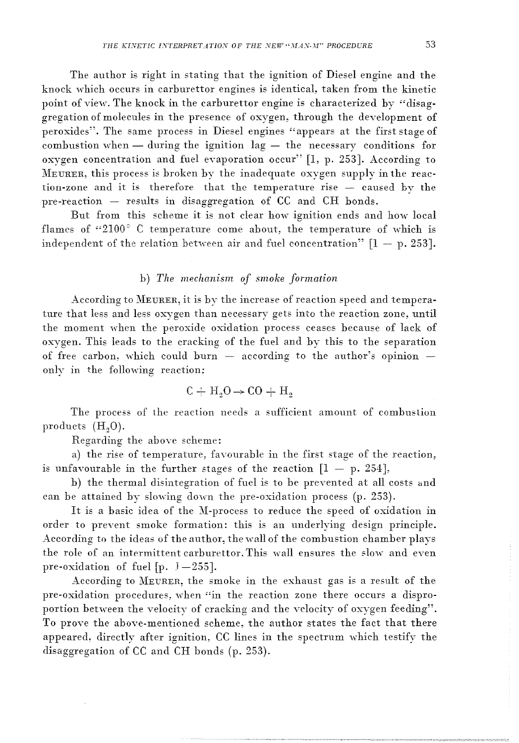The author is right in stating that the ignition of Diesel engine and the knock which occurs in carburettor engines is identical, taken from the kinetic point of view. The knock in the carburettor engine is characterized by "disaggregation of molecules in the presence of oxygen, through the development of peroxides". The same process in Diesel engines "appears at the first stage of combustion when — during the ignition lag — the necessary conditions for oxygen concentration and fuel evaporation occur" [1, p. 253]. According to MEURER, this process is broken by the inadequate oxygen supply in the reaction-zone and it is therefore that the temperature rise — caused by the pre-reaction — results in disaggregation of CC and CH bonds.

But from this scheme it is not clear how ignition ends and how local flames of "2100° C temperature come about, the temperature of which is independent of the relation between air and fuel concentration" [1 — p. 253].

### b) *The mechanism of smoke formation*

According to MEURER, it is by the increase of reaction speed and temperature that less and less oxygen than necessary gets into the reaction zone, until the moment when the peroxide oxidation process ceases because of lack of oxygen. This leads to the cracking of the fuel and by this to the separation of free carbon, which could burn — according to the author's opinion — only in the following reaction:

$$C + H_2O \rightarrow CO + H_2$$

The process of the reaction needs a sufficient amount of combustion products ($H_2O$).

Regarding the above scheme:

a) the rise of temperature, favourable in the first stage of the reaction, is unfavourable in the further stages of the reaction [1 — p. 254],

b) the thermal disintegration of fuel is to be prevented at all costs and can be attained by slowing down the pre-oxidation process (p. 253).

It is a basic idea of the M-process to reduce the speed of oxidation in order to prevent smoke formation: this is an underlying design principle. According to the ideas of the author, the wall of the combustion chamber plays the role of an intermittent carburettor. This wall ensures the slow and even pre-oxidation of fuel [p. 1—255].

According to MEURER, the smoke in the exhaust gas is a result of the pre-oxidation procedures, when "in the reaction zone there occurs a disproportion between the velocity of cracking and the velocity of oxygen feeding". To prove the above-mentioned scheme, the author states the fact that there appeared, directly after ignition, CC lines in the spectrum which testify the disaggregation of CC and CH bonds (p. 253).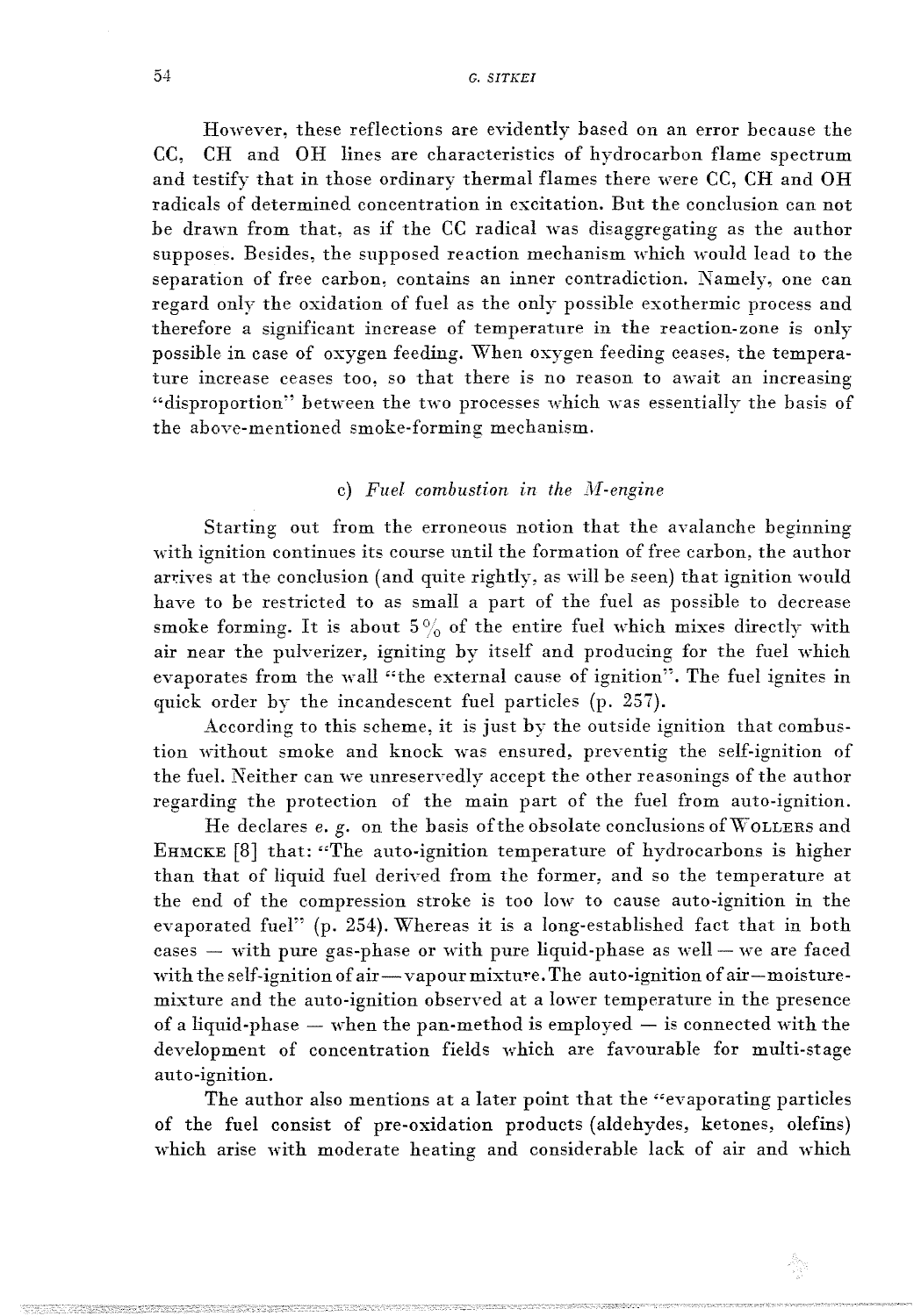However, these reflections are evidently based on an error because the CC, CH and OH lines are characteristics of hydrocarbon flame spectrum and testify that in those ordinary thermal flames there were CC, CH and OH radicals of determined concentration in excitation. But the conclusion can not be drawn from that, as if the CC radical was disaggregating as the author supposes. Besides, the supposed reaction mechanism which would lead to the separation of free carbon, contains an inner contradiction. Namely, one can regard only the oxidation of fuel as the only possible exothermic process and therefore a significant increase of temperature in the reaction-zone is only possible in case of oxygen feeding. When oxygen feeding ceases, the temperature increase ceases too, so that there is no reason to await an increasing "disproportion" between the two processes which was essentially the basis of the above-mentioned smoke-forming mechanism.

### c) *Fuel combustion in the M-engine*

Starting out from the erroneous notion that the avalanche beginning with ignition continues its course until the formation of free carbon, the author arrives at the conclusion (and quite rightly, as will be seen) that ignition would have to be restricted to as small a part of the fuel as possible to decrease smoke forming. It is about 5% of the entire fuel which mixes directly with air near the pulverizer, igniting by itself and producing for the fuel which evaporates from the wall "the external cause of ignition". The fuel ignites in quick order by the incandescent fuel particles (p. 257).

According to this scheme, it is just by the outside ignition that combustion without smoke and knock was ensured, preventig the self-ignition of the fuel. Neither can we unreservedly accept the other reasonings of the author regarding the protection of the main part of the fuel from auto-ignition.

He declares *e. g.* on the basis of the obsolate conclusions of WOLLERS and EHMCKE [8] that: "The auto-ignition temperature of hydrocarbons is higher than that of liquid fuel derived from the former, and so the temperature at the end of the compression stroke is too low to cause auto-ignition in the evaporated fuel" (p. 254). Whereas it is a long-established fact that in both cases — with pure gas-phase or with pure liquid-phase as well — we are faced with the self-ignition of air—vapour mixture. The auto-ignition of air—moisture-mixture and the auto-ignition observed at a lower temperature in the presence of a liquid-phase — when the pan-method is employed — is connected with the development of concentration fields which are favourable for multi-stage auto-ignition.

The author also mentions at a later point that the "evaporating particles of the fuel consist of pre-oxidation products (aldehydes, ketones, olefins) which arise with moderate heating and considerable lack of air and which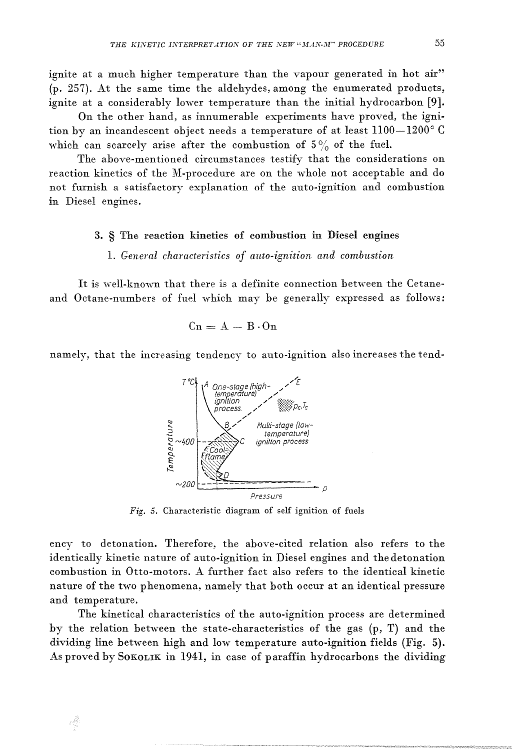ignite at a much higher temperature than the vapour generated in hot air" (p. 257). At the same time the aldehydes, among the enumerated products, ignite at a considerably lower temperature than the initial hydrocarbon [9].

On the other hand, as innumerable experiments have proved, the ignition by an incandescent object needs a temperature of at least 1100—1200° C which can scarcely arise after the combustion of 5% of the fuel.

The above-mentioned circumstances testify that the considerations on reaction kinetics of the M-procedure are on the whole not acceptable and do not furnish a satisfactory explanation of the auto-ignition and combustion in Diesel engines.

## 3. § The reaction kinetics of combustion in Diesel engines

### 1. *General characteristics of auto-ignition and combustion*

It is well-known that there is a definite connection between the Cetane- and Octane-numbers of fuel which may be generally expressed as follows:

$$\mathrm{Cn} = \mathrm{A} - \mathrm{B} \cdot \mathrm{On}$$

namely, that the increasing tendency to auto-ignition also increases the tendency to detonation. Therefore, the above-cited relation also refers to the identically kinetic nature of auto-ignition in Diesel engines and the detonation combustion in Otto-motors. A further fact also refers to the identical kinetic nature of the two phenomena, namely that both occur at an identical pressure and temperature.

*Fig. 5.* Characteristic diagram of self ignition of fuels

The kinetical characteristics of the auto-ignition process are determined by the relation between the state-characteristics of the gas (p, T) and the dividing line between high and low temperature auto-ignition fields (Fig. 5). As proved by SOKOLIK in 1941, in case of paraffin hydrocarbons the dividing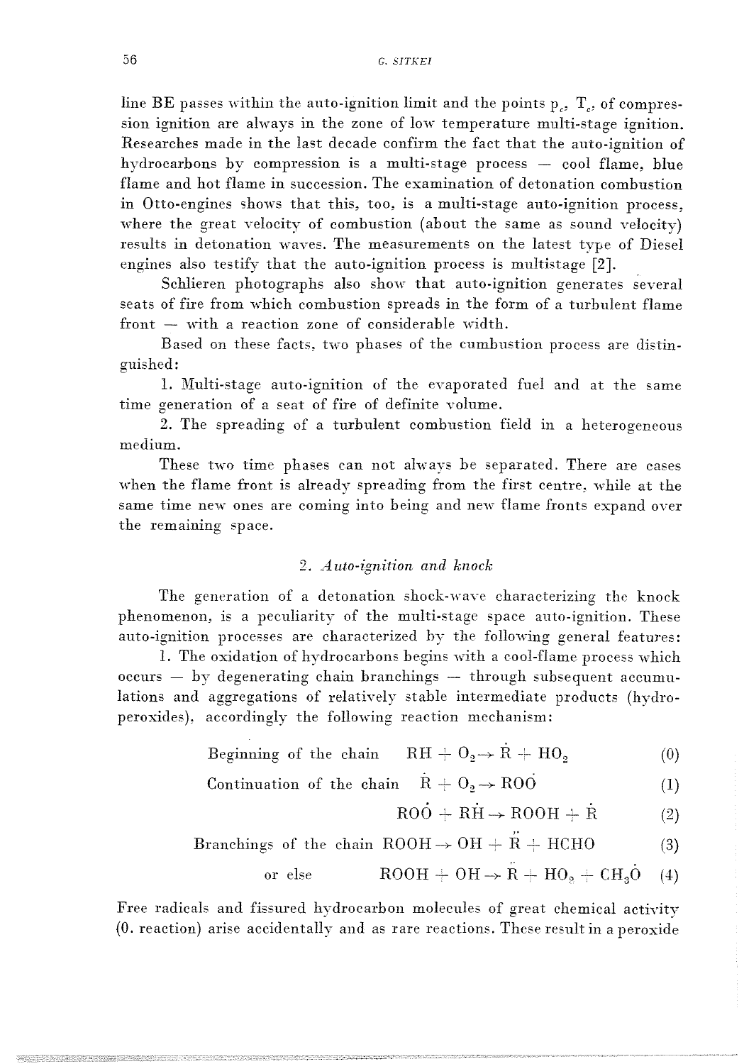line BE passes within the auto-ignition limit and the points $p_c$, $T_c$, of compression ignition are always in the zone of low temperature multi-stage ignition. Researches made in the last decade confirm the fact that the auto-ignition of hydrocarbons by compression is a multi-stage process — cool flame, blue flame and hot flame in succession. The examination of detonation combustion in Otto-engines shows that this, too, is a multi-stage auto-ignition process, where the great velocity of combustion (about the same as sound velocity) results in detonation waves. The measurements on the latest type of Diesel engines also testify that the auto-ignition process is multistage [2].

Schlieren photographs also show that auto-ignition generates several seats of fire from which combustion spreads in the form of a turbulent flame front — with a reaction zone of considerable width.

Based on these facts, two phases of the cumbustion process are distinguished:

1. Multi-stage auto-ignition of the evaporated fuel and at the same time generation of a seat of fire of definite volume.
2. The spreading of a turbulent combustion field in a heterogeneous medium.

These two time phases can not always be separated. There are cases when the flame front is already spreading from the first centre, while at the same time new ones are coming into being and new flame fronts expand over the remaining space.

## 2. *Auto-ignition and knock*

The generation of a detonation shock-wave characterizing the knock phenomenon, is a peculiarity of the multi-stage space auto-ignition. These auto-ignition processes are characterized by the following general features:

1. The oxidation of hydrocarbons begins with a cool-flame process which occurs — by degenerating chain branchings — through subsequent accumulations and aggregations of relatively stable intermediate products (hydroperoxides), accordingly the following reaction mechanism:

$$\text{Beginning of the chain} \quad RH + O_2 \rightarrow \dot{R} + HO_2 \tag{0}$$

$$\text{Continuation of the chain} \quad \dot{R} + O_2 \rightarrow RO\dot{O} \tag{1}$$

$$RO\dot{O} + R\dot{H} \rightarrow ROOH + \dot{R} \tag{2}$$

$$\text{Branchings of the chain} \quad ROOH \rightarrow OH + \ddot{R} + HCHO \tag{3}$$

$$\text{or else} \quad ROOH + OH \rightarrow \ddot{R} + HO_2 + CH_3\dot{O} \tag{4}$$

Free radicals and fissured hydrocarbon molecules of great chemical activity (0. reaction) arise accidentally and as rare reactions. These result in a peroxide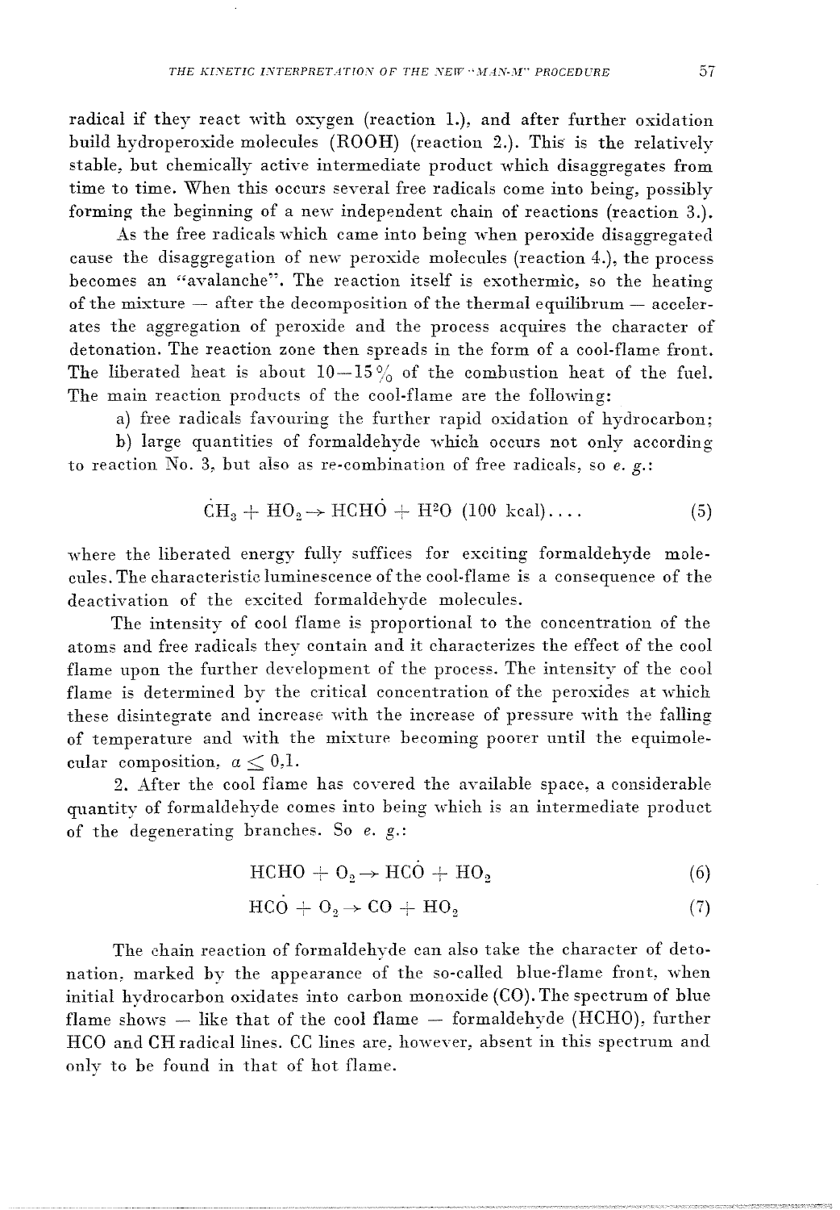radical if they react with oxygen (reaction 1.), and after further oxidation build hydroperoxide molecules (ROOH) (reaction 2.). This is the relatively stable, but chemically active intermediate product which disaggregates from time to time. When this occurs several free radicals come into being, possibly forming the beginning of a new independent chain of reactions (reaction 3.).

As the free radicals which came into being when peroxide disaggregated cause the disaggregation of new peroxide molecules (reaction 4.), the process becomes an "avalanche". The reaction itself is exothermic, so the heating of the mixture — after the decomposition of the thermal equilibrum — accelerates the aggregation of peroxide and the process acquires the character of detonation. The reaction zone then spreads in the form of a cool-flame front. The liberated heat is about 10—15% of the combustion heat of the fuel. The main reaction products of the cool-flame are the following:

a) free radicals favouring the further rapid oxidation of hydrocarbon;

b) large quantities of formaldehyde which occurs not only according to reaction No. 3, but also as re-combination of free radicals, so *e. g.*:

$$\dot{C}H_3 + HO_2 \rightarrow HCH\dot{O} + H^2O \text{ (100 kcal)} \ldots \tag{5}$$

where the liberated energy fully suffices for exciting formaldehyde molecules. The characteristic luminescence of the cool-flame is a consequence of the deactivation of the excited formaldehyde molecules.

The intensity of cool flame is proportional to the concentration of the atoms and free radicals they contain and it characterizes the effect of the cool flame upon the further development of the process. The intensity of the cool flame is determined by the critical concentration of the peroxides at which these disintegrate and increase with the increase of pressure with the falling of temperature and with the mixture becoming poorer until the equimolecular composition, $\alpha \leq 0{,}1$.

2. After the cool flame has covered the available space, a considerable quantity of formaldehyde comes into being which is an intermediate product of the degenerating branches. So *e. g.*:

$$HCHO + O_2 \rightarrow HC\dot{O} + HO_2 \tag{6}$$

$$HC\dot{O} + O_2 \rightarrow CO + HO_2 \tag{7}$$

The chain reaction of formaldehyde can also take the character of detonation, marked by the appearance of the so-called blue-flame front, when initial hydrocarbon oxidates into carbon monoxide (CO). The spectrum of blue flame shows — like that of the cool flame — formaldehyde (HCHO), further HCO and CH radical lines. CC lines are, however, absent in this spectrum and only to be found in that of hot flame.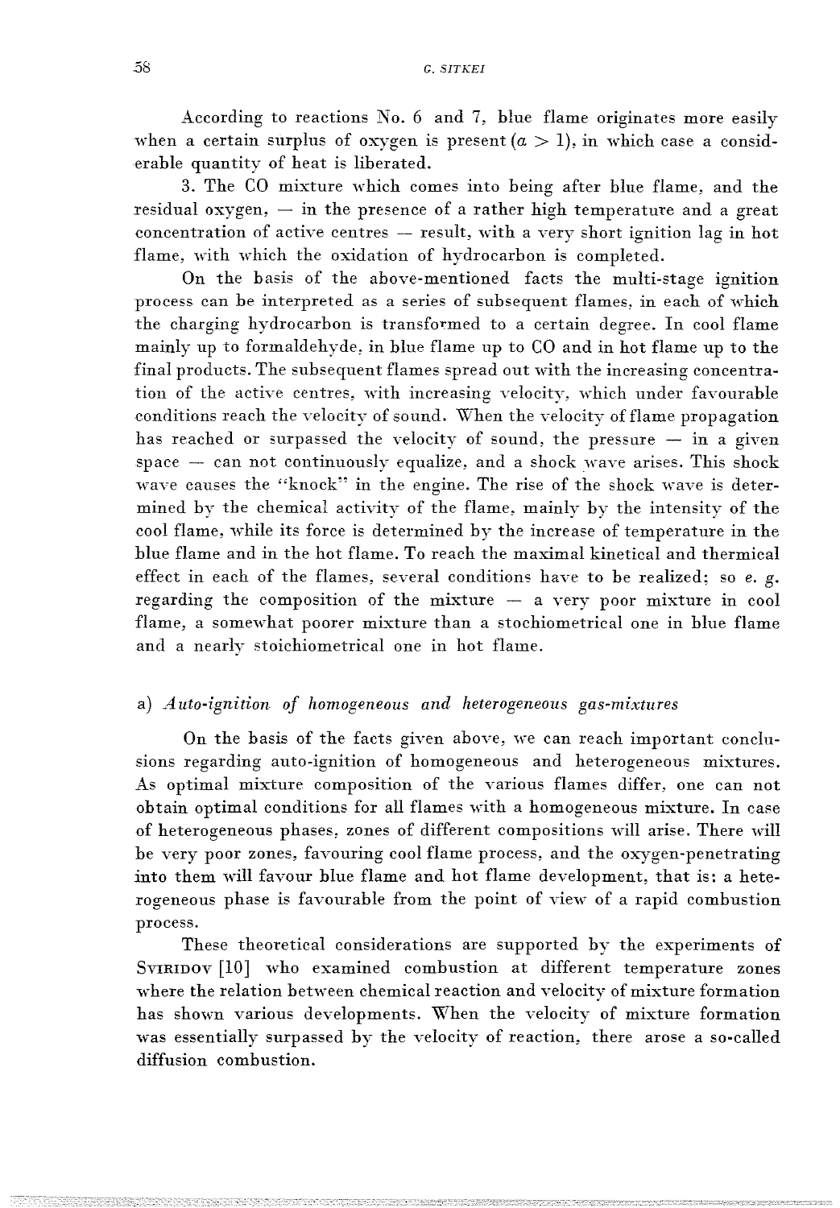According to reactions No. 6 and 7, blue flame originates more easily when a certain surplus of oxygen is present ($a > 1$), in which case a considerable quantity of heat is liberated.

3. The CO mixture which comes into being after blue flame, and the residual oxygen, — in the presence of a rather high temperature and a great concentration of active centres — result, with a very short ignition lag in hot flame, with which the oxidation of hydrocarbon is completed.

On the basis of the above-mentioned facts the multi-stage ignition process can be interpreted as a series of subsequent flames, in each of which the charging hydrocarbon is transformed to a certain degree. In cool flame mainly up to formaldehyde, in blue flame up to CO and in hot flame up to the final products. The subsequent flames spread out with the increasing concentration of the active centres, with increasing velocity, which under favourable conditions reach the velocity of sound. When the velocity of flame propagation has reached or surpassed the velocity of sound, the pressure — in a given space — can not continuously equalize, and a shock wave arises. This shock wave causes the "knock" in the engine. The rise of the shock wave is determined by the chemical activity of the flame, mainly by the intensity of the cool flame, while its force is determined by the increase of temperature in the blue flame and in the hot flame. To reach the maximal kinetical and thermical effect in each of the flames, several conditions have to be realized; so *e. g.* regarding the composition of the mixture — a very poor mixture in cool flame, a somewhat poorer mixture than a stochiometrical one in blue flame and a nearly stoichiometrical one in hot flame.

### a) *Auto-ignition of homogeneous and heterogeneous gas-mixtures*

On the basis of the facts given above, we can reach important conclusions regarding auto-ignition of homogeneous and heterogeneous mixtures. As optimal mixture composition of the various flames differ, one can not obtain optimal conditions for all flames with a homogeneous mixture. In case of heterogeneous phases, zones of different compositions will arise. There will be very poor zones, favouring cool flame process, and the oxygen-penetrating into them will favour blue flame and hot flame development, that is: a heterogeneous phase is favourable from the point of view of a rapid combustion process.

These theoretical considerations are supported by the experiments of Sviridov [10] who examined combustion at different temperature zones where the relation between chemical reaction and velocity of mixture formation has shown various developments. When the velocity of mixture formation was essentially surpassed by the velocity of reaction, there arose a so-called diffusion combustion.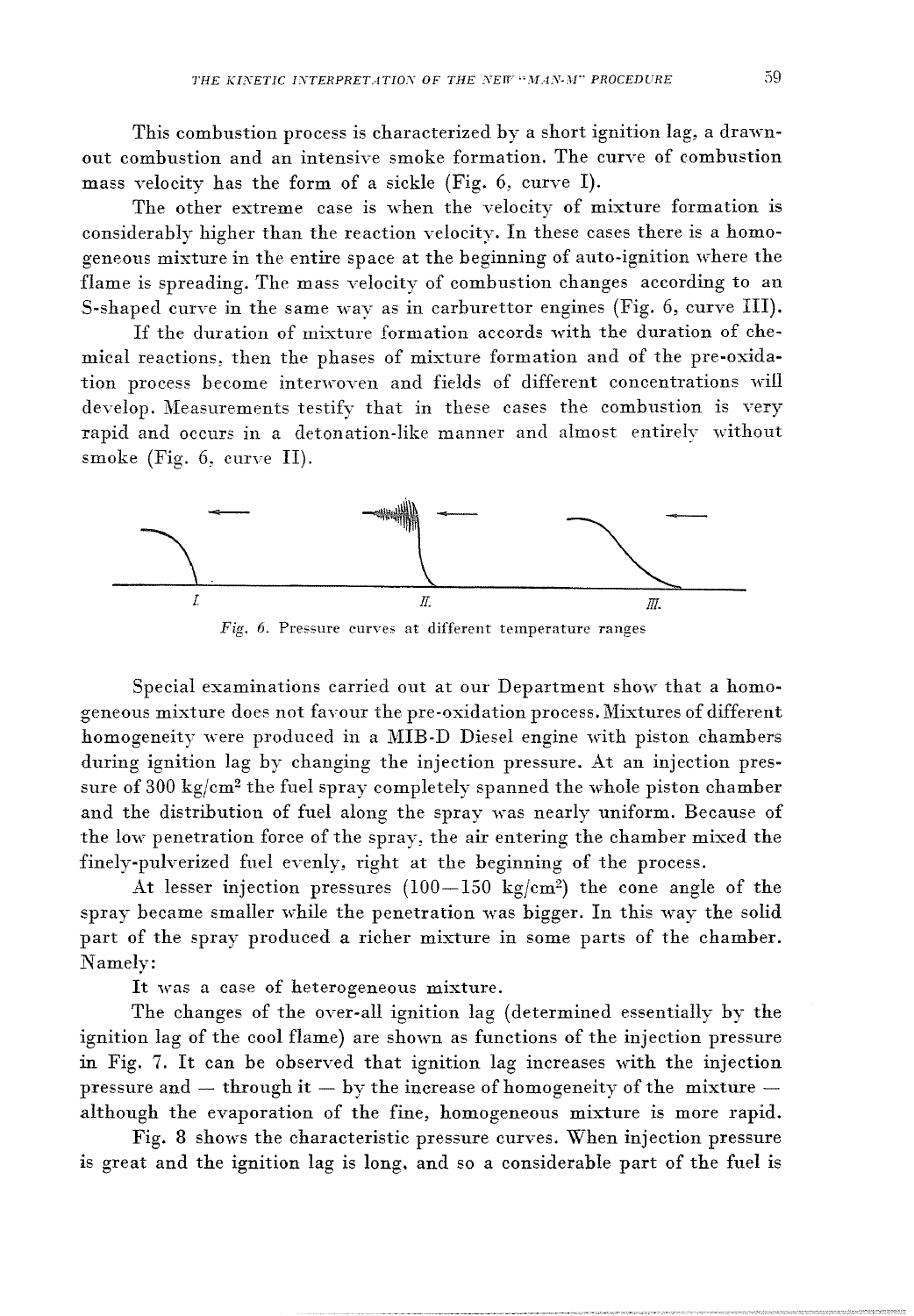This combustion process is characterized by a short ignition lag, a drawn-out combustion and an intensive smoke formation. The curve of combustion mass velocity has the form of a sickle (Fig. 6, curve I).

The other extreme case is when the velocity of mixture formation is considerably higher than the reaction velocity. In these cases there is a homogeneous mixture in the entire space at the beginning of auto-ignition where the flame is spreading. The mass velocity of combustion changes according to an S-shaped curve in the same way as in carburettor engines (Fig. 6, curve III).

If the duration of mixture formation accords with the duration of chemical reactions, then the phases of mixture formation and of the pre-oxidation process become interwoven and fields of different concentrations will develop. Measurements testify that in these cases the combustion is very rapid and occurs in a detonation-like manner and almost entirely without smoke (Fig. 6, curve II).

*Fig. 6.* Pressure curves at different temperature ranges

Special examinations carried out at our Department show that a homogeneous mixture does not favour the pre-oxidation process. Mixtures of different homogeneity were produced in a MIB-D Diesel engine with piston chambers during ignition lag by changing the injection pressure. At an injection pressure of 300 kg/cm$^2$ the fuel spray completely spanned the whole piston chamber and the distribution of fuel along the spray was nearly uniform. Because of the low penetration force of the spray, the air entering the chamber mixed the finely-pulverized fuel evenly, right at the beginning of the process.

At lesser injection pressures (100—150 kg/cm$^2$) the cone angle of the spray became smaller while the penetration was bigger. In this way the solid part of the spray produced a richer mixture in some parts of the chamber. Namely:

It was a case of heterogeneous mixture.

The changes of the over-all ignition lag (determined essentially by the ignition lag of the cool flame) are shown as functions of the injection pressure in Fig. 7. It can be observed that ignition lag increases with the injection pressure and — through it — by the increase of homogeneity of the mixture — although the evaporation of the fine, homogeneous mixture is more rapid.

Fig. 8 shows the characteristic pressure curves. When injection pressure is great and the ignition lag is long, and so a considerable part of the fuel is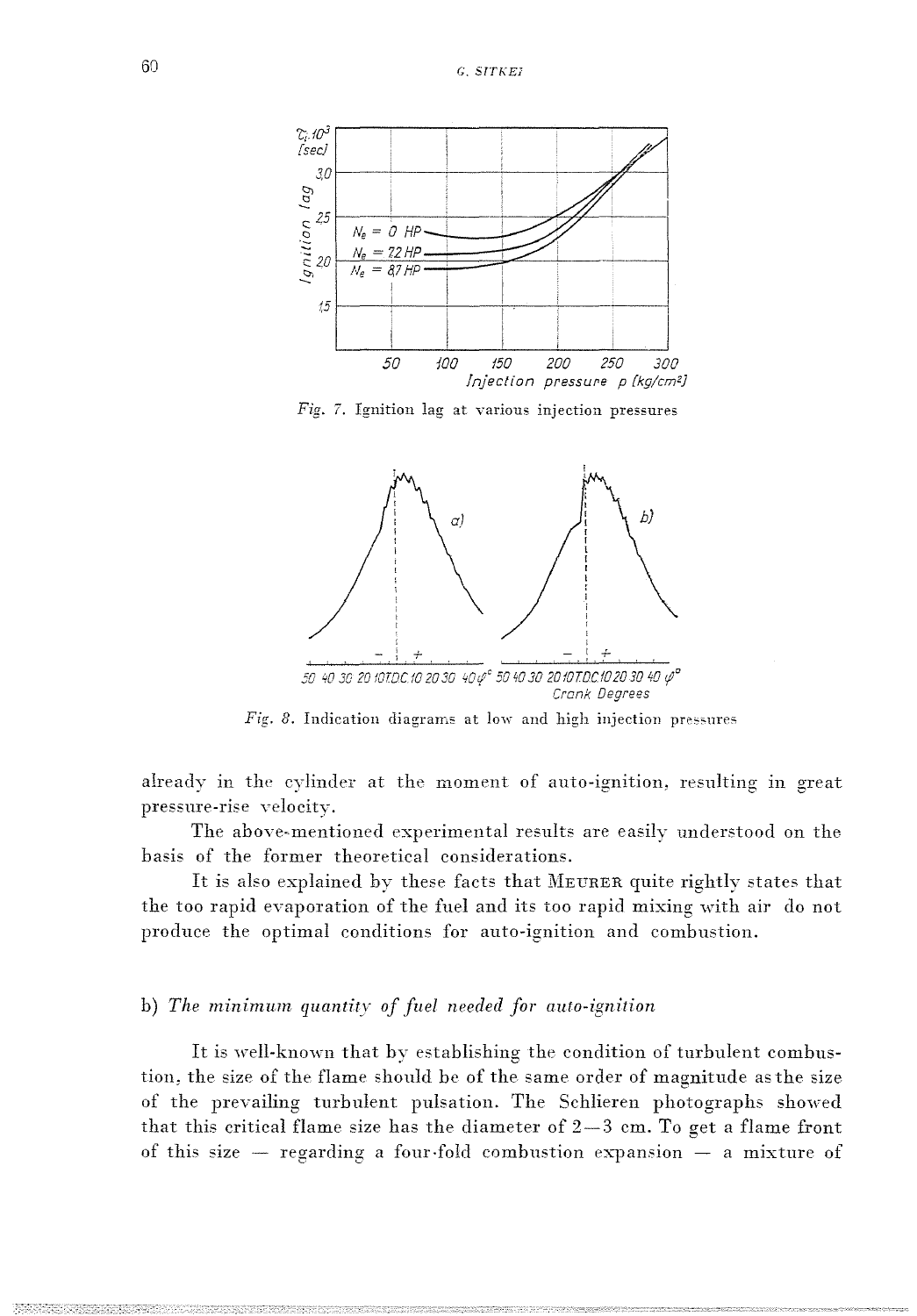Fig. 7. Ignition lag at various injection pressures

Fig. 8. Indication diagrams at low and high injection pressures

already in the cylinder at the moment of auto-ignition, resulting in great pressure-rise velocity.

The above-mentioned experimental results are easily understood on the basis of the former theoretical considerations.

It is also explained by these facts that MEURER quite rightly states that the too rapid evaporation of the fuel and its too rapid mixing with air do not produce the optimal conditions for auto-ignition and combustion.

### b) *The minimum quantity of fuel needed for auto-ignition*

It is well-known that by establishing the condition of turbulent combustion, the size of the flame should be of the same order of magnitude as the size of the prevailing turbulent pulsation. The Schlieren photographs showed that this critical flame size has the diameter of 2—3 cm. To get a flame front of this size — regarding a four-fold combustion expansion — a mixture of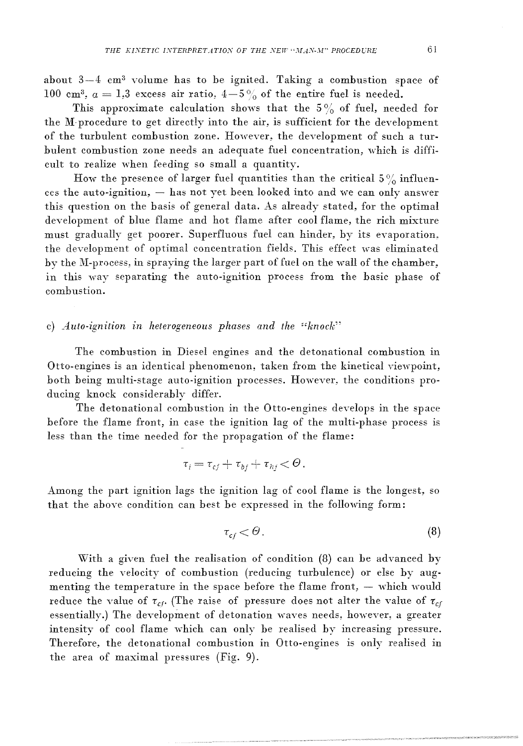about 3—4 $cm^3$ volume has to be ignited. Taking a combustion space of 100 $cm^3$, $a = 1{,}3$ excess air ratio, 4—5 % of the entire fuel is needed.

This approximate calculation shows that the 5 % of fuel, needed for the M-procedure to get directly into the air, is sufficient for the development of the turbulent combustion zone. However, the development of such a turbulent combustion zone needs an adequate fuel concentration, which is difficult to realize when feeding so small a quantity.

How the presence of larger fuel quantities than the critical 5 % influences the auto-ignition, — has not yet been looked into and we can only answer this question on the basis of general data. As already stated, for the optimal development of blue flame and hot flame after cool flame, the rich mixture must gradually get poorer. Superfluous fuel can hinder, by its evaporation, the development of optimal concentration fields. This effect was eliminated by the M-process, in spraying the larger part of fuel on the wall of the chamber, in this way separating the auto-ignition process from the basic phase of combustion.

### c) *Auto-ignition in heterogeneous phases and the "knock"*

The combustion in Diesel engines and the detonational combustion in Otto-engines is an identical phenomenon, taken from the kinetical viewpoint, both being multi-stage auto-ignition processes. However, the conditions producing knock considerably differ.

The detonational combustion in the Otto-engines develops in the space before the flame front, in case the ignition lag of the multi-phase process is less than the time needed for the propagation of the flame:

$$\tau_i = \tau_{cf} + \tau_{bf} + \tau_{hf} < \Theta .$$

Among the part ignition lags the ignition lag of cool flame is the longest, so that the above condition can best be expressed in the following form:

$$\tau_{cf} < \Theta . \tag{8}$$

With a given fuel the realisation of condition (8) can be advanced by reducing the velocity of combustion (reducing turbulence) or else by augmenting the temperature in the space before the flame front, — which would reduce the value of $\tau_{cf}$. (The raise of pressure does not alter the value of $\tau_{cf}$ essentially.) The development of detonation waves needs, however, a greater intensity of cool flame which can only be realised by increasing pressure. Therefore, the detonational combustion in Otto-engines is only realised in the area of maximal pressures (Fig. 9).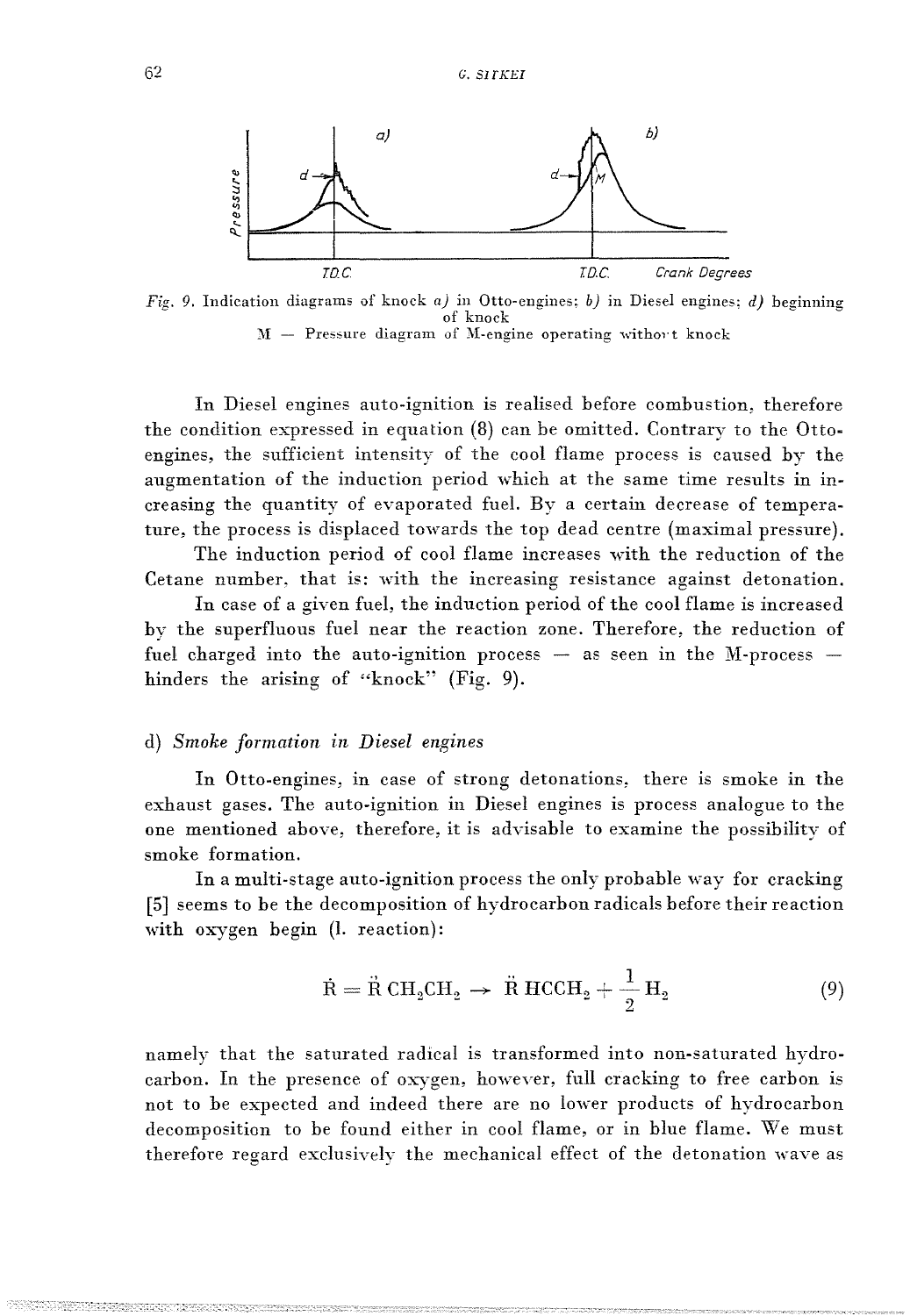*Fig. 9.* Indication diagrams of knock *a)* in Otto-engines; *b)* in Diesel engines; *d)* beginning of knock

M — Pressure diagram of M-engine operating without knock

In Diesel engines auto-ignition is realised before combustion, therefore the condition expressed in equation (8) can be omitted. Contrary to the Otto-engines, the sufficient intensity of the cool flame process is caused by the augmentation of the induction period which at the same time results in increasing the quantity of evaporated fuel. By a certain decrease of temperature, the process is displaced towards the top dead centre (maximal pressure).

The induction period of cool flame increases with the reduction of the Cetane number, that is: with the increasing resistance against detonation.

In case of a given fuel, the induction period of the cool flame is increased by the superfluous fuel near the reaction zone. Therefore, the reduction of fuel charged into the auto-ignition process — as seen in the M-process — hinders the arising of "knock" (Fig. 9).

## d) *Smoke formation in Diesel engines*

In Otto-engines, in case of strong detonations, there is smoke in the exhaust gases. The auto-ignition in Diesel engines is process analogue to the one mentioned above, therefore, it is advisable to examine the possibility of smoke formation.

In a multi-stage auto-ignition process the only probable way for cracking [5] seems to be the decomposition of hydrocarbon radicals before their reaction with oxygen begin (I. reaction):

$$\dot{R} = \ddot{R}\,CH_2CH_2 \rightarrow \ddot{R}\,HCCH_2 + \frac{1}{2}H_2 \tag{9}$$

namely that the saturated radical is transformed into non-saturated hydrocarbon. In the presence of oxygen, however, full cracking to free carbon is not to be expected and indeed there are no lower products of hydrocarbon decomposition to be found either in cool flame, or in blue flame. We must therefore regard exclusively the mechanical effect of the detonation wave as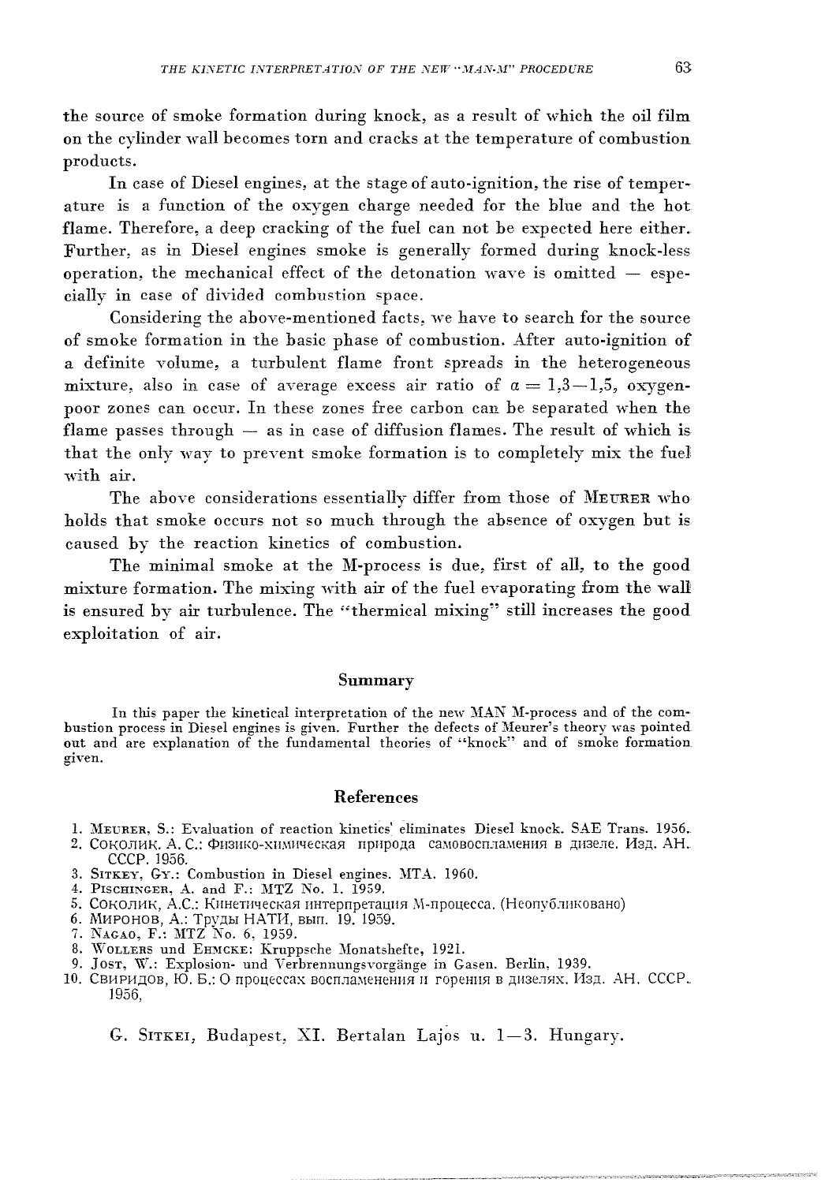the source of smoke formation during knock, as a result of which the oil film on the cylinder wall becomes torn and cracks at the temperature of combustion products.

In case of Diesel engines, at the stage of auto-ignition, the rise of temperature is a function of the oxygen charge needed for the blue and the hot flame. Therefore, a deep cracking of the fuel can not be expected here either. Further, as in Diesel engines smoke is generally formed during knock-less operation, the mechanical effect of the detonation wave is omitted — especially in case of divided combustion space.

Considering the above-mentioned facts, we have to search for the source of smoke formation in the basic phase of combustion. After auto-ignition of a definite volume, a turbulent flame front spreads in the heterogeneous mixture, also in case of average excess air ratio of $\alpha = 1{,}3-1{,}5$, oxygen-poor zones can occur. In these zones free carbon can be separated when the flame passes through — as in case of diffusion flames. The result of which is that the only way to prevent smoke formation is to completely mix the fuel with air.

The above considerations essentially differ from those of MEURER who holds that smoke occurs not so much through the absence of oxygen but is caused by the reaction kinetics of combustion.

The minimal smoke at the M-process is due, first of all, to the good mixture formation. The mixing with air of the fuel evaporating from the wall is ensured by air turbulence. The "thermical mixing" still increases the good exploitation of air.

## Summary

In this paper the kinetical interpretation of the new MAN M-process and of the combustion process in Diesel engines is given. Further the defects of Meurer's theory was pointed out and are explanation of the fundamental theories of "knock" and of smoke formation given.

## References

1. MEURER, S.: Evaluation of reaction kinetics eliminates Diesel knock. SAE Trans. 1956.
2. СОКОЛИК, А. С.: Физико-химическая природа самовоспламения в дизеле. Изд. АН. СССР. 1956.
3. SITKEY, GY.: Combustion in Diesel engines. MTA. 1960.
4. PISCHINGER, A. and F.: MTZ No. 1. 1959.
5. СОКОЛИК, А.С.: Кинетическая интерпретация М-процесса. (Неопубликовано)
6. МИРОНОВ, А.: Труды НАТИ, вып. 19. 1959.
7. NAGAO, F.: MTZ No. 6, 1959.
8. WOLLERS und EHMCKE: Kruppsche Monatshefte, 1921.
9. JOST, W.: Explosion- und Verbrennungsvorgänge in Gasen. Berlin, 1939.
10. СВИРИДОВ, Ю. Б.: О процессах воспламенения и горения в дизелях. Изд. АН. СССР. 1956,

G. SITKEI, Budapest, XI. Bertalan Lajos u. 1—3. Hungary.